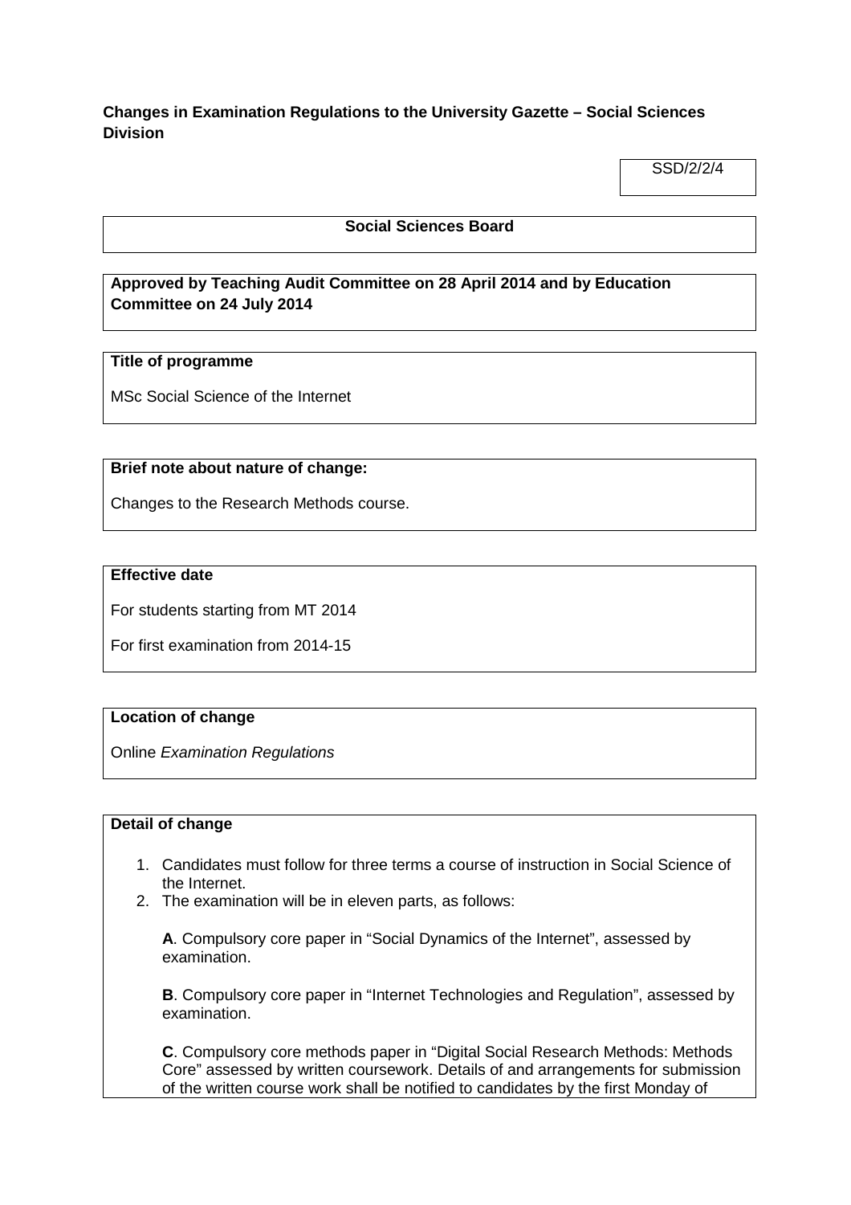**Changes in Examination Regulations to the University Gazette – Social Sciences Division**

SSD/2/2/4

**Social Sciences Board**

**Approved by Teaching Audit Committee on 28 April 2014 and by Education Committee on 24 July 2014**

**Title of programme**

MSc Social Science of the Internet

**Brief note about nature of change:**

Changes to the Research Methods course.

**Effective date**

For students starting from MT 2014

For first examination from 2014-15

**Location of change**

Online *Examination Regulations*

**Detail of change**

1. Candidates must follow for three terms a course of instruction in Social Science of the Internet.
2. The examination will be in eleven parts, as follows:

   **A**. Compulsory core paper in "Social Dynamics of the Internet", assessed by examination.

   **B**. Compulsory core paper in "Internet Technologies and Regulation", assessed by examination.

   **C**. Compulsory core methods paper in "Digital Social Research Methods: Methods Core" assessed by written coursework. Details of and arrangements for submission of the written course work shall be notified to candidates by the first Monday of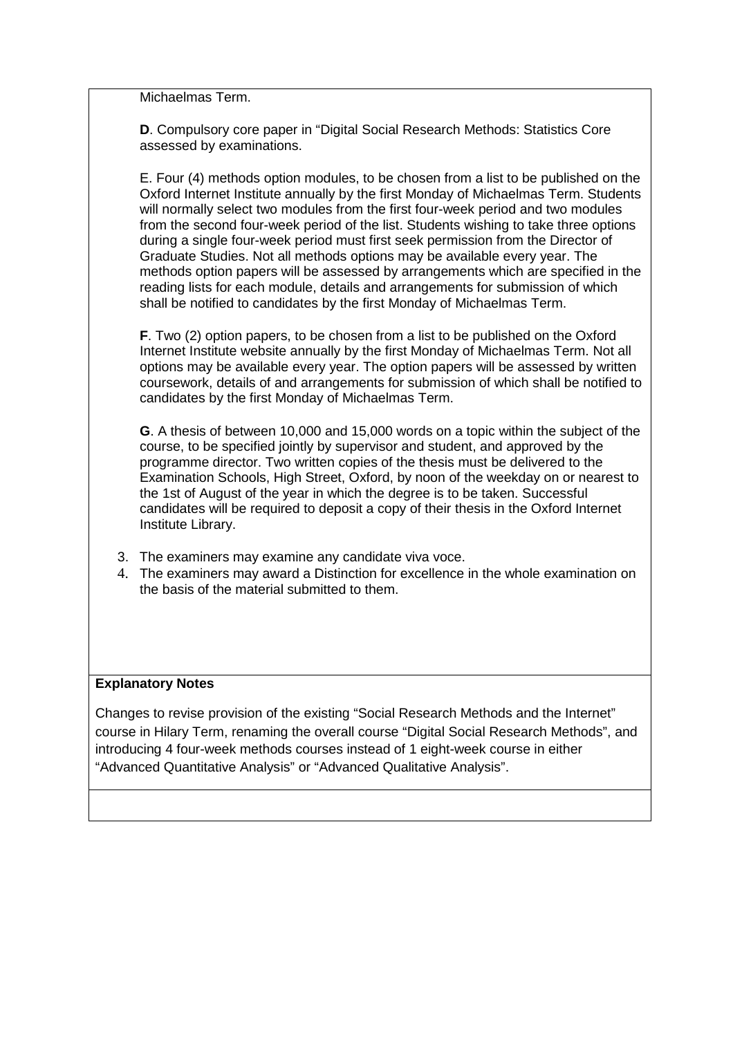Michaelmas Term.

**D**. Compulsory core paper in “Digital Social Research Methods: Statistics Core assessed by examinations.

E. Four (4) methods option modules, to be chosen from a list to be published on the Oxford Internet Institute annually by the first Monday of Michaelmas Term. Students will normally select two modules from the first four-week period and two modules from the second four-week period of the list. Students wishing to take three options during a single four-week period must first seek permission from the Director of Graduate Studies. Not all methods options may be available every year. The methods option papers will be assessed by arrangements which are specified in the reading lists for each module, details and arrangements for submission of which shall be notified to candidates by the first Monday of Michaelmas Term.

**F**. Two (2) option papers, to be chosen from a list to be published on the Oxford Internet Institute website annually by the first Monday of Michaelmas Term. Not all options may be available every year. The option papers will be assessed by written coursework, details of and arrangements for submission of which shall be notified to candidates by the first Monday of Michaelmas Term.

**G**. A thesis of between 10,000 and 15,000 words on a topic within the subject of the course, to be specified jointly by supervisor and student, and approved by the programme director. Two written copies of the thesis must be delivered to the Examination Schools, High Street, Oxford, by noon of the weekday on or nearest to the 1st of August of the year in which the degree is to be taken. Successful candidates will be required to deposit a copy of their thesis in the Oxford Internet Institute Library.

3. The examiners may examine any candidate viva voce.
4. The examiners may award a Distinction for excellence in the whole examination on the basis of the material submitted to them.

**Explanatory Notes**

Changes to revise provision of the existing “Social Research Methods and the Internet” course in Hilary Term, renaming the overall course “Digital Social Research Methods”, and introducing 4 four-week methods courses instead of 1 eight-week course in either “Advanced Quantitative Analysis” or “Advanced Qualitative Analysis”.